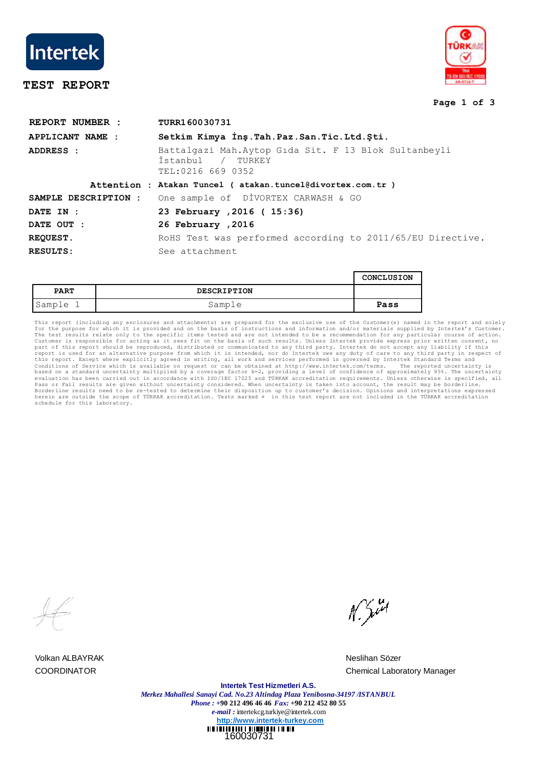Intertek

# TEST REPORT

| | |
|---|---|
| **REPORT NUMBER :** | **TURR160030731** |
| **APPLICANT NAME :** | **Setkim Kimya İnş.Tah.Paz.San.Tic.Ltd.Şti.** |
| **ADDRESS :** | Battalgazi Mah.Aytop Gıda Sit. F 13 Blok Sultanbeyli İstanbul / TURKEY TEL:0216 669 0352 |
| **Attention :** | **Atakan Tuncel ( atakan.tuncel@divortex.com.tr )** |
| **SAMPLE DESCRIPTION :** | One sample of DİVORTEX CARWASH & GO |
| **DATE IN :** | **23 February ,2016 ( 15:36)** |
| **DATE OUT :** | **26 February ,2016** |
| **REQUEST.** | RoHS Test was performed according to 2011/65/EU Directive. |
| **RESULTS:** | See attachment |

| PART | DESCRIPTION | CONCLUSION |
|---|---|---|
| Sample 1 | Sample | **Pass** |

This report (including any enclosures and attachments) are prepared for the exclusive use of the Customer(s) named in the report and solely for the purpose for which it is provided and on the basis of instructions and information and/or materials supplied by Intertek's Customer. The test results relate only to the specific items tested and are not intended to be a recommendation for any particular course of action. Customer is responsible for acting as it sees fit on the basis of such results. Unless Intertek provide express prior written consent, no part of this report should be reproduced, distributed or communicated to any third party. Intertek do not accept any liability if this report is used for an alternative purpose from which it is intended, nor do Intertek owe any duty of care to any third party in respect of this report. Except where explicitly agreed in writing, all work and services performed is governed by Intertek Standard Terms and Conditions of Service which is available on request or can be obtained at http://www.intertek.com/terms. The reported uncertainty is based on a standard uncertainty multiplied by a coverage factor k=2, providing a level of confidence of approximately 95%. The uncertainty evaluation has been carried out in accordance with ISO/IEC 17025 and TÜRKAK accreditation requirements. Unless otherwise is specified, all Pass or Fail results are given without uncertainty considered. When uncertainty is taken into account, the result may be borderline. Borderline results need to be re-tested to determine their disposition up to customer's decision. Opinions and interpretations expressed herein are outside the scope of TÜRKAK accreditation. Tests marked ¤ in this test report are not included in the TÜRKAK accreditation schedule for this laboratory.

Volkan ALBAYRAK
COORDINATOR

Neslihan Sözer
Chemical Laboratory Manager

**Intertek Test Hizmetleri A.S.**
*Merkez Mahallesi Sanayi Cad. No.23 Altindag Plaza Yenibosna-34197 /ISTANBUL*
*Phone :* +90 212 496 46 46 *Fax:* +90 212 452 80 55
*e-mail :* intertekcg.turkiye@intertek.com
http://www.intertek-turkey.com

160030731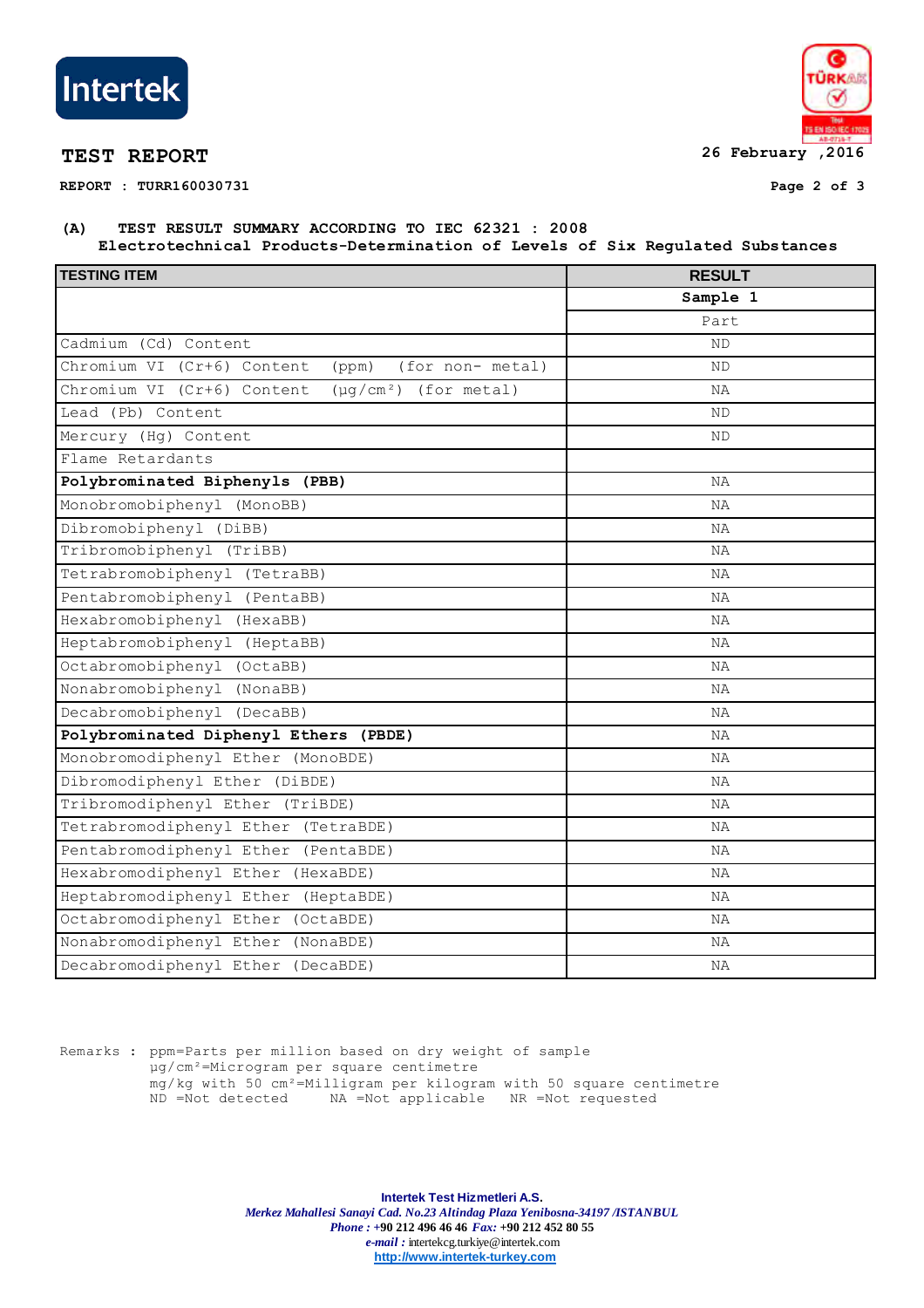**TEST REPORT** 26 February ,2016

**REPORT : TURR160030731**

### (A) TEST RESULT SUMMARY ACCORDING TO IEC 62321 : 2008
### Electrotechnical Products-Determination of Levels of Six Regulated Substances

| TESTING ITEM | RESULT |
|---|---|
| | **Sample 1** |
| | Part |
| Cadmium (Cd) Content | ND |
| Chromium VI (Cr+6) Content (ppm) (for non- metal) | ND |
| Chromium VI (Cr+6) Content (µg/cm²) (for metal) | NA |
| Lead (Pb) Content | ND |
| Mercury (Hg) Content | ND |
| Flame Retardants | |
| **Polybrominated Biphenyls (PBB)** | NA |
| Monobromobiphenyl (MonoBB) | NA |
| Dibromobiphenyl (DiBB) | NA |
| Tribromobiphenyl (TriBB) | NA |
| Tetrabromobiphenyl (TetraBB) | NA |
| Pentabromobiphenyl (PentaBB) | NA |
| Hexabromobiphenyl (HexaBB) | NA |
| Heptabromobiphenyl (HeptaBB) | NA |
| Octabromobiphenyl (OctaBB) | NA |
| Nonabromobiphenyl (NonaBB) | NA |
| Decabromobiphenyl (DecaBB) | NA |
| **Polybrominated Diphenyl Ethers (PBDE)** | NA |
| Monobromodiphenyl Ether (MonoBDE) | NA |
| Dibromodiphenyl Ether (DiBDE) | NA |
| Tribromodiphenyl Ether (TriBDE) | NA |
| Tetrabromodiphenyl Ether (TetraBDE) | NA |
| Pentabromodiphenyl Ether (PentaBDE) | NA |
| Hexabromodiphenyl Ether (HexaBDE) | NA |
| Heptabromodiphenyl Ether (HeptaBDE) | NA |
| Octabromodiphenyl Ether (OctaBDE) | NA |
| Nonabromodiphenyl Ether (NonaBDE) | NA |
| Decabromodiphenyl Ether (DecaBDE) | NA |

Remarks : ppm=Parts per million based on dry weight of sample
µg/cm²=Microgram per square centimetre
mg/kg with 50 cm²=Milligram per kilogram with 50 square centimetre
ND =Not detected NA =Not applicable NR =Not requested

**Intertek Test Hizmetleri A.S.**
*Merkez Mahallesi Sanayi Cad. No.23 Altindag Plaza Yenibosna-34197 /ISTANBUL*
*Phone :* **+90 212 496 46 46** *Fax:* **+90 212 452 80 55**
*e-mail :* intertekcg.turkiye@intertek.com
http://www.intertek-turkey.com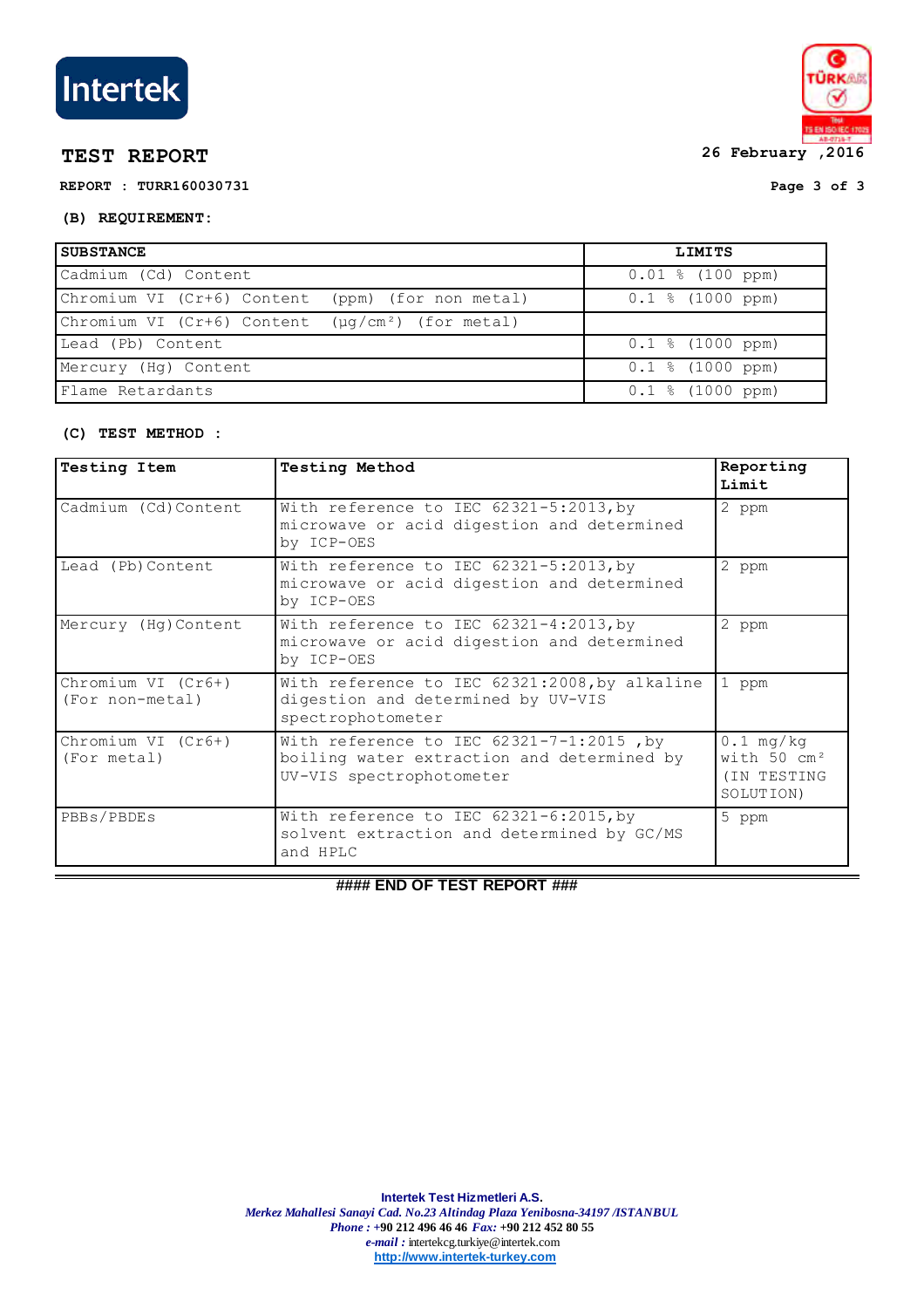Intertek

# TEST REPORT

26 February ,2016

REPORT : TURR160030731

**(B) REQUIREMENT:**

| SUBSTANCE | LIMITS |
|---|---|
| Cadmium (Cd) Content | 0.01 % (100 ppm) |
| Chromium VI (Cr+6) Content (ppm) (for non metal) | 0.1 % (1000 ppm) |
| Chromium VI (Cr+6) Content (μg/cm²) (for metal) | |
| Lead (Pb) Content | 0.1 % (1000 ppm) |
| Mercury (Hg) Content | 0.1 % (1000 ppm) |
| Flame Retardants | 0.1 % (1000 ppm) |

**(C) TEST METHOD :**

| Testing Item | Testing Method | Reporting Limit |
|---|---|---|
| Cadmium (Cd) Content | With reference to IEC 62321-5:2013, by microwave or acid digestion and determined by ICP-OES | 2 ppm |
| Lead (Pb) Content | With reference to IEC 62321-5:2013, by microwave or acid digestion and determined by ICP-OES | 2 ppm |
| Mercury (Hg) Content | With reference to IEC 62321-4:2013, by microwave or acid digestion and determined by ICP-OES | 2 ppm |
| Chromium VI (Cr6+) (For non-metal) | With reference to IEC 62321:2008, by alkaline digestion and determined by UV-VIS spectrophotometer | 1 ppm |
| Chromium VI (Cr6+) (For metal) | With reference to IEC 62321-7-1:2015 , by boiling water extraction and determined by UV-VIS spectrophotometer | 0.1 mg/kg with 50 cm² (IN TESTING SOLUTION) |
| PBBs/PBDEs | With reference to IEC 62321-6:2015, by solvent extraction and determined by GC/MS and HPLC | 5 ppm |

**#### END OF TEST REPORT ###**

**Intertek Test Hizmetleri A.S.**
*Merkez Mahallesi Sanayi Cad. No.23 Altindag Plaza Yenibosna-34197 /ISTANBUL*
*Phone :* +90 212 496 46 46 *Fax:* +90 212 452 80 55
*e-mail :* intertekcg.turkiye@intertek.com
http://www.intertek-turkey.com